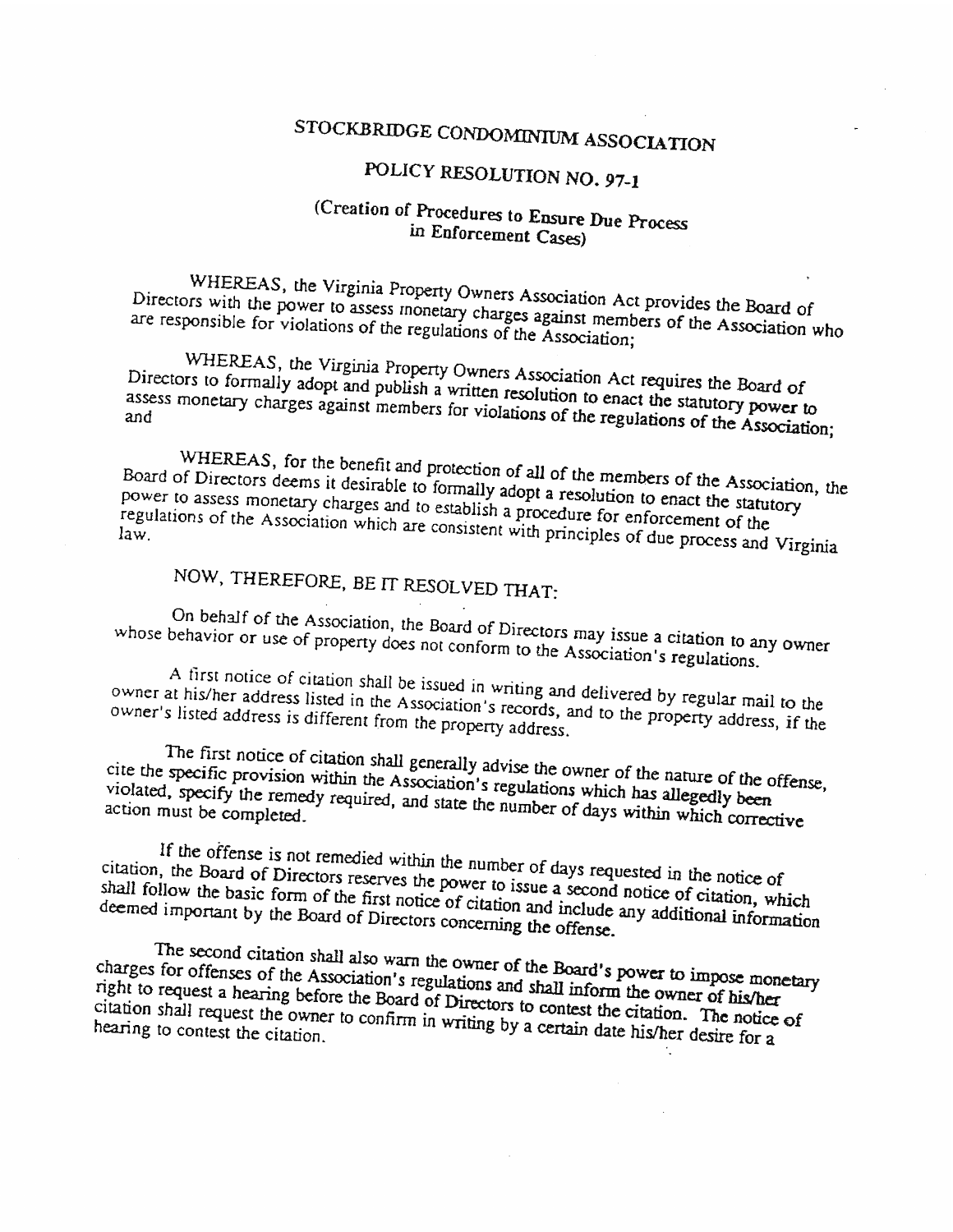# STOCKBRIDGE CONDOMINIUM ASSOCIATION

## POLICY RESOLUTION NO. 97-1

### (Creation of Procedures to Ensure Due Process in Enforcement Cases)

WHEREAS, the Virginia Property Owners Association Act provides the Board of Directors with the power to assess monetary charges against members of the Association who are responsible for violations of the regulations of the Association;

WHEREAS, the Virginia Property Owners Association Act requires the Board of Directors to formally adopt and publish a written resolution to enact the statutory power to assess monetary charges against members for violations of the regulations of the Association; and

WHEREAS, for the benefit and protection of all of the members of the Association, the Board of Directors deems it desirable to formally adopt a resolution to enact the statutory power to assess monetary charges and to establish a procedure for enforcement of the regulations of the Association which are consistent with principles of due process and Virginia law.

NOW, THEREFORE, BE IT RESOLVED THAT:

On behalf of the Association, the Board of Directors may issue a citation to any owner whose behavior or use of property does not conform to the Association's regulations.

A first notice of citation shall be issued in writing and delivered by regular mail to the owner at his/her address listed in the Association's records, and to the property address, if the owner's listed address is different from the property address.

The first notice of citation shall generally advise the owner of the nature of the offense, cite the specific provision within the Association's regulations which has allegedly been violated, specify the remedy required, and state the number of days within which corrective action must be completed.

If the offense is not remedied within the number of days requested in the notice of citation, the Board of Directors reserves the power to issue a second notice of citation, which shall follow the basic form of the first notice of citation and include any additional information deemed important by the Board of Directors concerning the offense.

The second citation shall also warn the owner of the Board's power to impose monetary charges for offenses of the Association's regulations and shall inform the owner of his/her right to request a hearing before the Board of Directors to contest the citation. The notice of citation shall request the owner to confirm in writing by a certain date his/her desire for a hearing to contest the citation.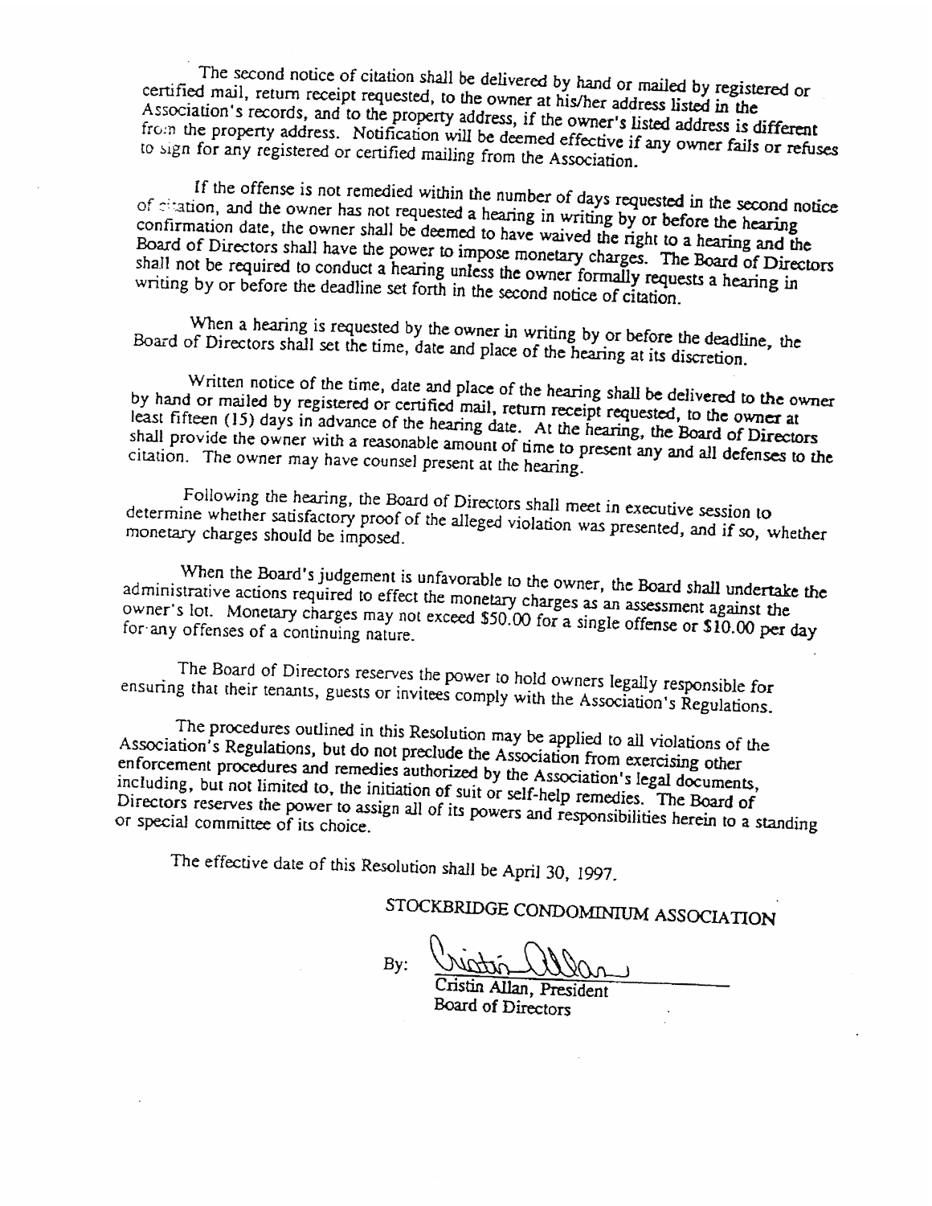The second notice of citation shall be delivered by hand or mailed by registered or certified mail, return receipt requested, to the owner at his/her address listed in the Association's records, and to the property address, if the owner's listed address is different from the property address. Notification will be deemed effective if any owner fails or refuses to sign for any registered or certified mailing from the Association.

If the offense is not remedied within the number of days requested in the second notice of citation, and the owner has not requested a hearing in writing by or before the hearing confirmation date, the owner shall be deemed to have waived the right to a hearing and the Board of Directors shall have the power to impose monetary charges. The Board of Directors shall not be required to conduct a hearing unless the owner formally requests a hearing in writing by or before the deadline set forth in the second notice of citation.

When a hearing is requested by the owner in writing by or before the deadline, the Board of Directors shall set the time, date and place of the hearing at its discretion.

Written notice of the time, date and place of the hearing shall be delivered to the owner by hand or mailed by registered or certified mail, return receipt requested, to the owner at least fifteen (15) days in advance of the hearing date. At the hearing, the Board of Directors shall provide the owner with a reasonable amount of time to present any and all defenses to the citation. The owner may have counsel present at the hearing.

Following the hearing, the Board of Directors shall meet in executive session to determine whether satisfactory proof of the alleged violation was presented, and if so, whether monetary charges should be imposed.

When the Board's judgement is unfavorable to the owner, the Board shall undertake the administrative actions required to effect the monetary charges as an assessment against the owner's lot. Monetary charges may not exceed $50.00 for a single offense or $10.00 per day for any offenses of a continuing nature.

The Board of Directors reserves the power to hold owners legally responsible for ensuring that their tenants, guests or invitees comply with the Association's Regulations.

The procedures outlined in this Resolution may be applied to all violations of the Association's Regulations, but do not preclude the Association from exercising other enforcement procedures and remedies authorized by the Association's legal documents, including, but not limited to, the initiation of suit or self-help remedies. The Board of Directors reserves the power to assign all of its powers and responsibilities herein to a standing or special committee of its choice.

The effective date of this Resolution shall be April 30, 1997.

STOCKBRIDGE CONDOMINIUM ASSOCIATION

By: Cristin Allan

Cristin Allan, President
Board of Directors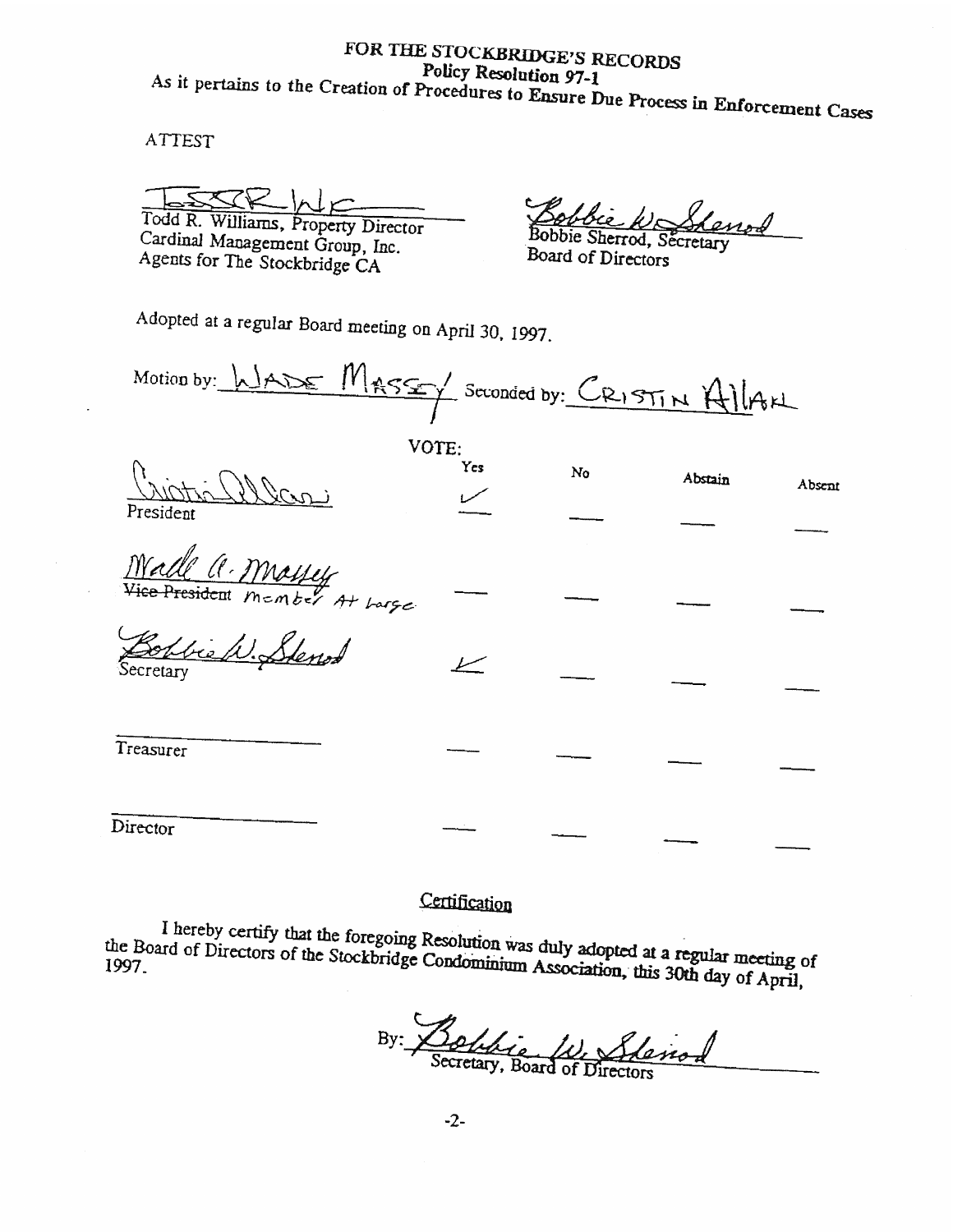# FOR THE STOCKBRIDGE'S RECORDS

## Policy Resolution 97-1

### As it pertains to the Creation of Procedures to Ensure Due Process in Enforcement Cases

ATTEST

Todd R. Williams, Property Director
Cardinal Management Group, Inc.
Agents for The Stockbridge CA

Bobbie Sherrod, Secretary
Board of Directors

Adopted at a regular Board meeting on April 30, 1997.

Motion by: WADE MASSEY Seconded by: CRISTIN ALLAN

VOTE:

| | Yes | No | Abstain | Absent |
|---|---|---|---|---|
| President | ✓ | | | |
| ~~Vice President~~ Member At Large | | | | |
| Secretary | ✓ | | | |
| Treasurer | | | | |
| Director | | | | |

**Certification**

I hereby certify that the foregoing Resolution was duly adopted at a regular meeting of the Board of Directors of the Stockbridge Condominium Association, this 30th day of April, 1997.

By: Secretary, Board of Directors